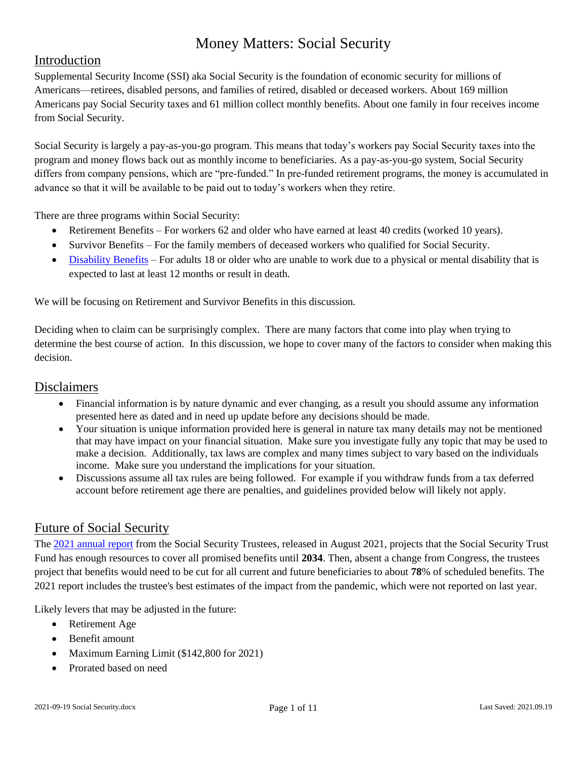# Money Matters: Social Security

## Introduction

Supplemental Security Income (SSI) aka Social Security is the foundation of economic security for millions of Americans—retirees, disabled persons, and families of retired, disabled or deceased workers. About 169 million Americans pay Social Security taxes and 61 million collect monthly benefits. About one family in four receives income from Social Security.

Social Security is largely a pay-as-you-go program. This means that today's workers pay Social Security taxes into the program and money flows back out as monthly income to beneficiaries. As a pay-as-you-go system, Social Security differs from company pensions, which are "pre-funded." In pre-funded retirement programs, the money is accumulated in advance so that it will be available to be paid out to today's workers when they retire.

There are three programs within Social Security:

- Retirement Benefits – For workers 62 and older who have earned at least 40 credits (worked 10 years).
- Survivor Benefits – For the family members of deceased workers who qualified for Social Security.
- Disability Benefits – For adults 18 or older who are unable to work due to a physical or mental disability that is expected to last at least 12 months or result in death.

We will be focusing on Retirement and Survivor Benefits in this discussion.

Deciding when to claim can be surprisingly complex. There are many factors that come into play when trying to determine the best course of action. In this discussion, we hope to cover many of the factors to consider when making this decision.

## Disclaimers

- Financial information is by nature dynamic and ever changing, as a result you should assume any information presented here as dated and in need up update before any decisions should be made.
- Your situation is unique information provided here is general in nature tax many details may not be mentioned that may have impact on your financial situation. Make sure you investigate fully any topic that may be used to make a decision. Additionally, tax laws are complex and many times subject to vary based on the individuals income. Make sure you understand the implications for your situation.
- Discussions assume all tax rules are being followed. For example if you withdraw funds from a tax deferred account before retirement age there are penalties, and guidelines provided below will likely not apply.

## Future of Social Security

The 2021 annual report from the Social Security Trustees, released in August 2021, projects that the Social Security Trust Fund has enough resources to cover all promised benefits until **2034**. Then, absent a change from Congress, the trustees project that benefits would need to be cut for all current and future beneficiaries to about **78**% of scheduled benefits. The 2021 report includes the trustee's best estimates of the impact from the pandemic, which were not reported on last year.

Likely levers that may be adjusted in the future:

- Retirement Age
- Benefit amount
- Maximum Earning Limit ($142,800 for 2021)
- Prorated based on need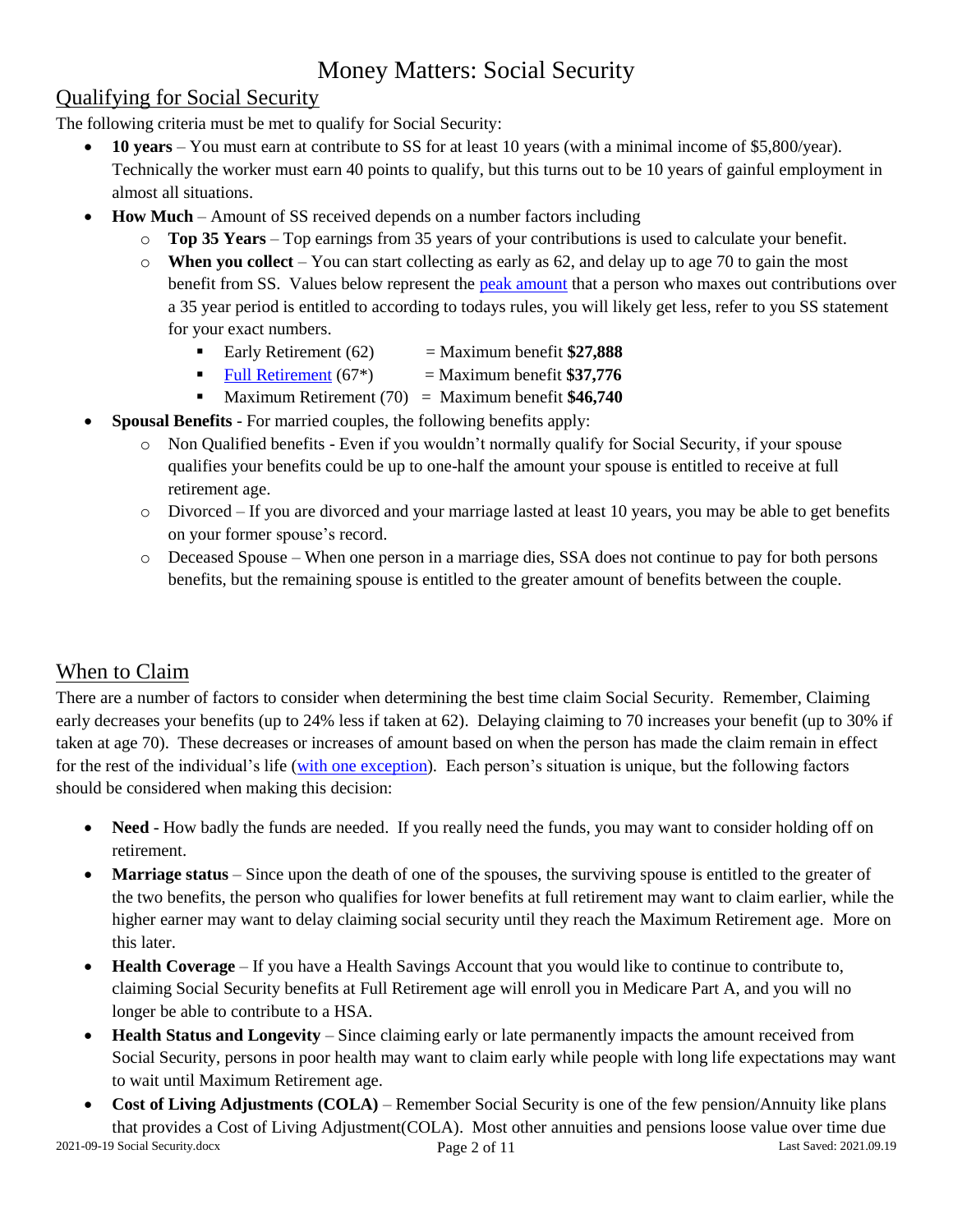# Money Matters: Social Security

## Qualifying for Social Security

The following criteria must be met to qualify for Social Security:

- **10 years** – You must earn at contribute to SS for at least 10 years (with a minimal income of $5,800/year). Technically the worker must earn 40 points to qualify, but this turns out to be 10 years of gainful employment in almost all situations.
- **How Much** – Amount of SS received depends on a number factors including
  - **Top 35 Years** – Top earnings from 35 years of your contributions is used to calculate your benefit.
  - **When you collect** – You can start collecting as early as 62, and delay up to age 70 to gain the most benefit from SS. Values below represent the [peak amount]() that a person who maxes out contributions over a 35 year period is entitled to according to todays rules, you will likely get less, refer to you SS statement for your exact numbers.
    - Early Retirement (62) = Maximum benefit **$27,888**
    - [Full Retirement]() (67*) = Maximum benefit **$37,776**
    - Maximum Retirement (70) = Maximum benefit **$46,740**
- **Spousal Benefits** - For married couples, the following benefits apply:
  - Non Qualified benefits - Even if you wouldn't normally qualify for Social Security, if your spouse qualifies your benefits could be up to one-half the amount your spouse is entitled to receive at full retirement age.
  - Divorced – If you are divorced and your marriage lasted at least 10 years, you may be able to get benefits on your former spouse's record.
  - Deceased Spouse – When one person in a marriage dies, SSA does not continue to pay for both persons benefits, but the remaining spouse is entitled to the greater amount of benefits between the couple.

## When to Claim

There are a number of factors to consider when determining the best time claim Social Security. Remember, Claiming early decreases your benefits (up to 24% less if taken at 62). Delaying claiming to 70 increases your benefit (up to 30% if taken at age 70). These decreases or increases of amount based on when the person has made the claim remain in effect for the rest of the individual's life ([with one exception]()). Each person's situation is unique, but the following factors should be considered when making this decision:

- **Need** - How badly the funds are needed. If you really need the funds, you may want to consider holding off on retirement.
- **Marriage status** – Since upon the death of one of the spouses, the surviving spouse is entitled to the greater of the two benefits, the person who qualifies for lower benefits at full retirement may want to claim earlier, while the higher earner may want to delay claiming social security until they reach the Maximum Retirement age. More on this later.
- **Health Coverage** – If you have a Health Savings Account that you would like to continue to contribute to, claiming Social Security benefits at Full Retirement age will enroll you in Medicare Part A, and you will no longer be able to contribute to a HSA.
- **Health Status and Longevity** – Since claiming early or late permanently impacts the amount received from Social Security, persons in poor health may want to claim early while people with long life expectations may want to wait until Maximum Retirement age.
- **Cost of Living Adjustments (COLA)** – Remember Social Security is one of the few pension/Annuity like plans that provides a Cost of Living Adjustment(COLA). Most other annuities and pensions loose value over time due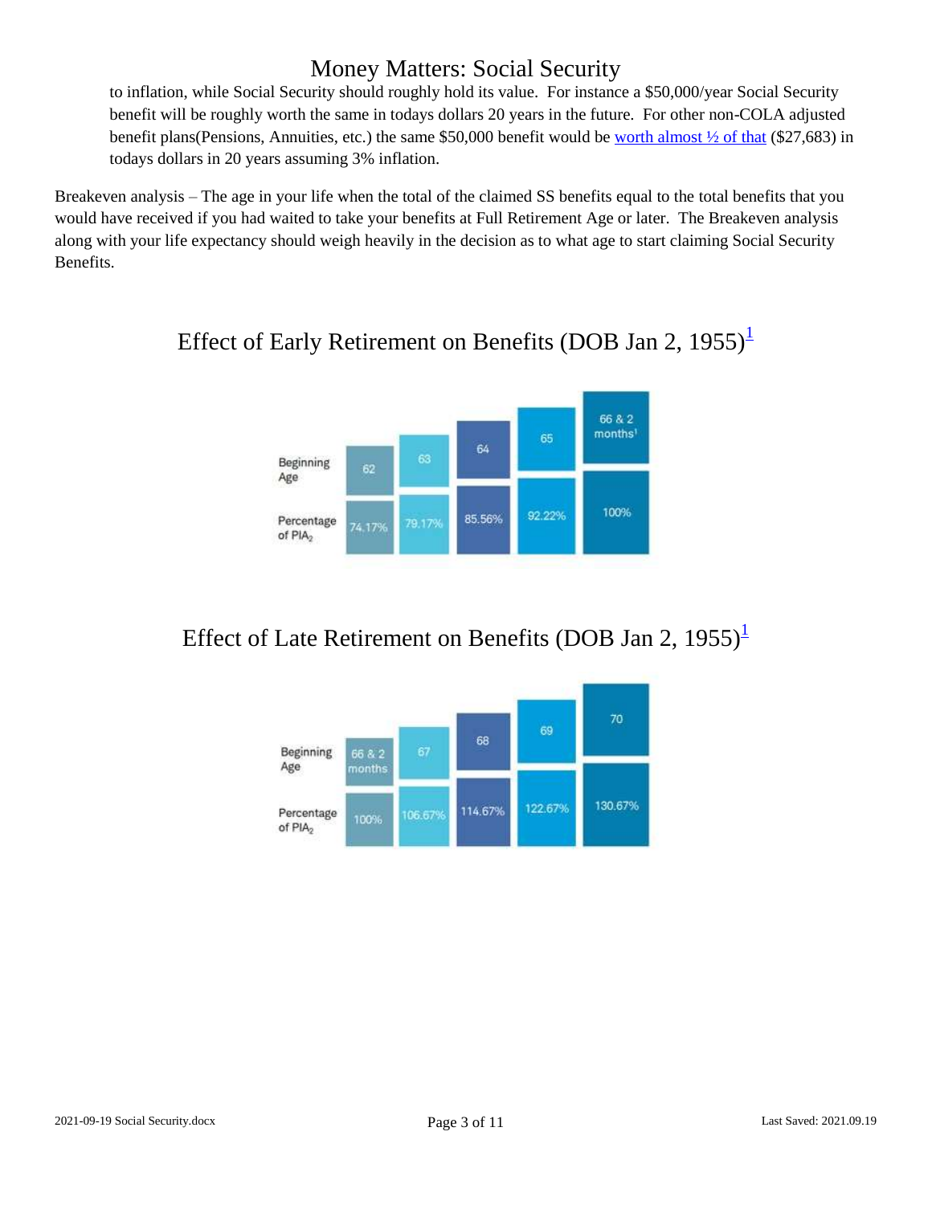to inflation, while Social Security should roughly hold its value. For instance a $50,000/year Social Security benefit will be roughly worth the same in todays dollars 20 years in the future. For other non-COLA adjusted benefit plans(Pensions, Annuities, etc.) the same $50,000 benefit would be worth almost ½ of that ($27,683) in todays dollars in 20 years assuming 3% inflation.

Breakeven analysis – The age in your life when the total of the claimed SS benefits equal to the total benefits that you would have received if you had waited to take your benefits at Full Retirement Age or later. The Breakeven analysis along with your life expectancy should weigh heavily in the decision as to what age to start claiming Social Security Benefits.

## Effect of Early Retirement on Benefits (DOB Jan 2, 1955)[1]

| Beginning Age | 62 | 63 | 64 | 65 | 66 & 2 months[1] |
|---|---|---|---|---|---|
| Percentage of PIA[2] | 74.17% | 79.17% | 85.56% | 92.22% | 100% |

## Effect of Late Retirement on Benefits (DOB Jan 2, 1955)[1]

| Beginning Age | 66 & 2 months | 67 | 68 | 69 | 70 |
|---|---|---|---|---|---|
| Percentage of PIA[2] | 100% | 106.67% | 114.67% | 122.67% | 130.67% |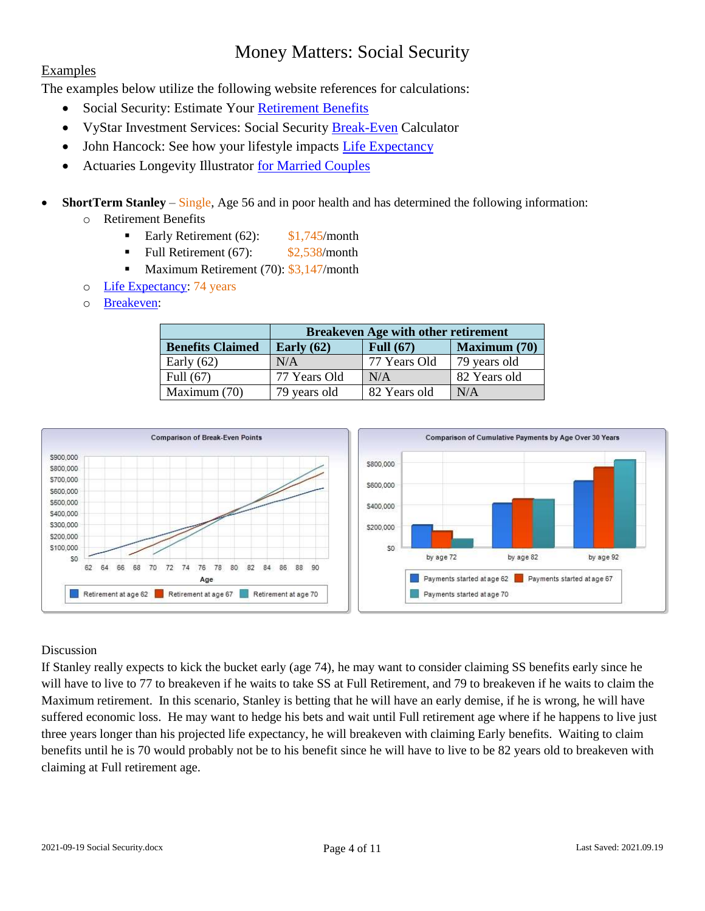# Money Matters: Social Security

Examples

The examples below utilize the following website references for calculations:

- Social Security: Estimate Your Retirement Benefits
- VyStar Investment Services: Social Security Break-Even Calculator
- John Hancock: See how your lifestyle impacts Life Expectancy
- Actuaries Longevity Illustrator for Married Couples

- **ShortTerm Stanley** – Single, Age 56 and in poor health and has determined the following information:
  - Retirement Benefits
    - Early Retirement (62): $1,745/month
    - Full Retirement (67): $2,538/month
    - Maximum Retirement (70): $3,147/month
  - Life Expectancy: 74 years
  - Breakeven:

| | **Breakeven Age with other retirement** | | |
|---|---|---|---|
| **Benefits Claimed** | **Early (62)** | **Full (67)** | **Maximum (70)** |
| Early (62) | N/A | 77 Years Old | 79 years old |
| Full (67) | 77 Years Old | N/A | 82 Years old |
| Maximum (70) | 79 years old | 82 Years old | N/A |

Comparison of Break-Even Points

Comparison of Cumulative Payments by Age Over 30 Years

Discussion

If Stanley really expects to kick the bucket early (age 74), he may want to consider claiming SS benefits early since he will have to live to 77 to breakeven if he waits to take SS at Full Retirement, and 79 to breakeven if he waits to claim the Maximum retirement. In this scenario, Stanley is betting that he will have an early demise, if he is wrong, he will have suffered economic loss. He may want to hedge his bets and wait until Full retirement age where if he happens to live just three years longer than his projected life expectancy, he will breakeven with claiming Early benefits. Waiting to claim benefits until he is 70 would probably not be to his benefit since he will have to live to be 82 years old to breakeven with claiming at Full retirement age.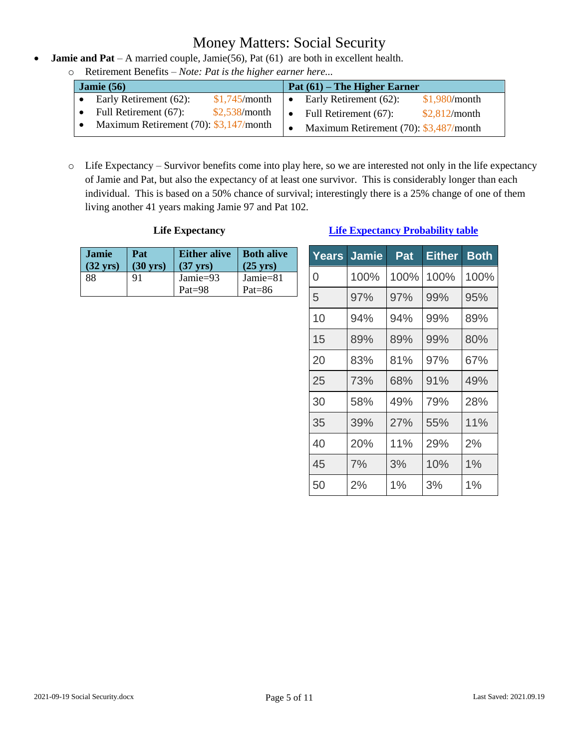# Money Matters: Social Security

- **Jamie and Pat** – A married couple, Jamie(56), Pat (61) are both in excellent health.
  - Retirement Benefits – *Note: Pat is the higher earner here...*

| Jamie (56) | Pat (61) – The Higher Earner |
|---|---|
| • Early Retirement (62): $1,745/month<br>• Full Retirement (67): $2,538/month<br>• Maximum Retirement (70): $3,147/month | • Early Retirement (62): $1,980/month<br>• Full Retirement (67): $2,812/month<br>• Maximum Retirement (70): $3,487/month |

  - Life Expectancy – Survivor benefits come into play here, so we are interested not only in the life expectancy of Jamie and Pat, but also the expectancy of at least one survivor. This is considerably longer than each individual. This is based on a 50% chance of survival; interestingly there is a 25% change of one of them living another 41 years making Jamie 97 and Pat 102.

**Life Expectancy**

| Jamie (32 yrs) | Pat (30 yrs) | Either alive (37 yrs) | Both alive (25 yrs) |
|---|---|---|---|
| 88 | 91 | Jamie=93<br>Pat=98 | Jamie=81<br>Pat=86 |

**Life Expectancy Probability table**

| Years | Jamie | Pat | Either | Both |
|---|---|---|---|---|
| 0 | 100% | 100% | 100% | 100% |
| 5 | 97% | 97% | 99% | 95% |
| 10 | 94% | 94% | 99% | 89% |
| 15 | 89% | 89% | 99% | 80% |
| 20 | 83% | 81% | 97% | 67% |
| 25 | 73% | 68% | 91% | 49% |
| 30 | 58% | 49% | 79% | 28% |
| 35 | 39% | 27% | 55% | 11% |
| 40 | 20% | 11% | 29% | 2% |
| 45 | 7% | 3% | 10% | 1% |
| 50 | 2% | 1% | 3% | 1% |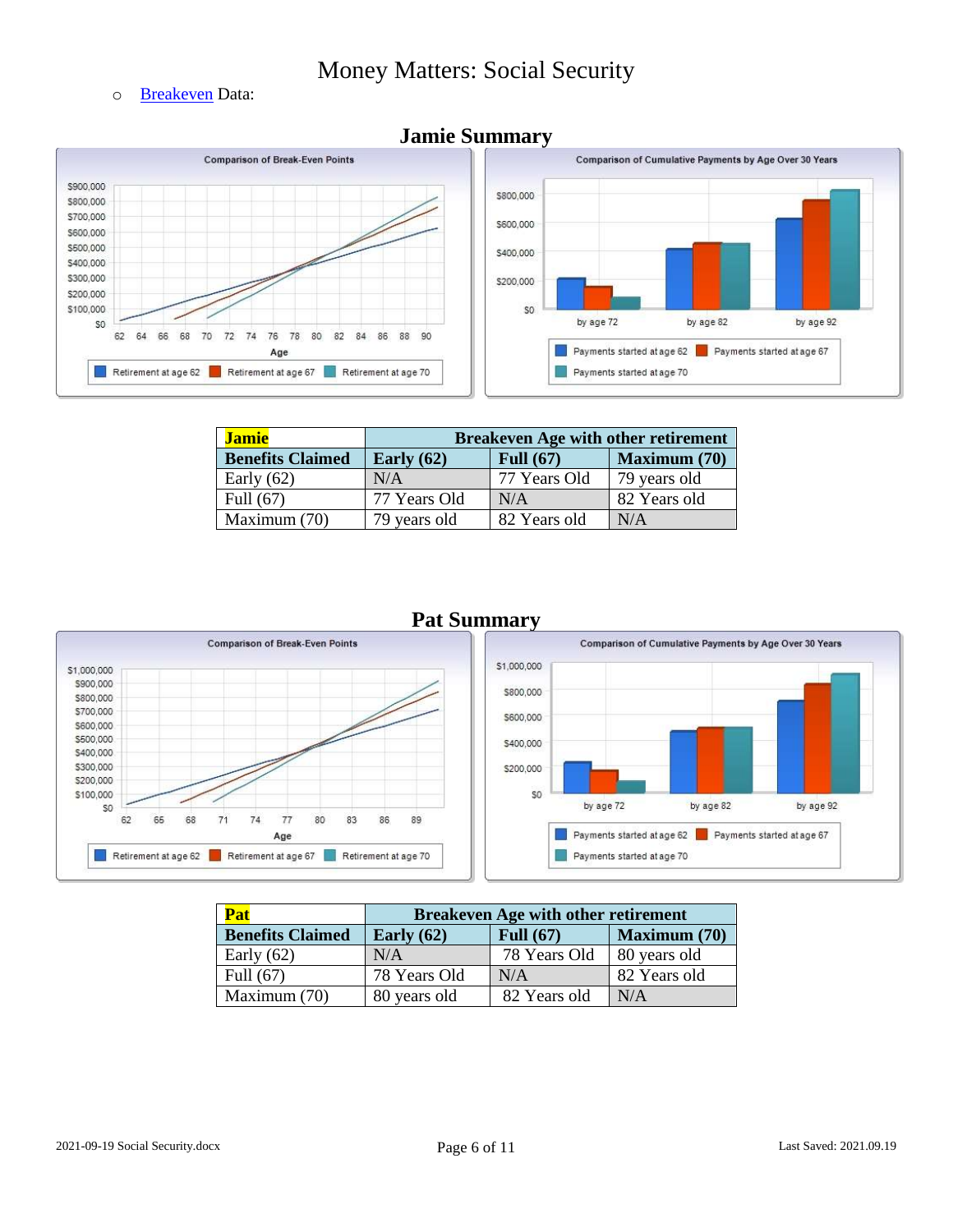# Money Matters: Social Security

- Breakeven Data:

## Jamie Summary

| **Jamie** | **Breakeven Age with other retirement** | | |
|---|---|---|---|
| **Benefits Claimed** | **Early (62)** | **Full (67)** | **Maximum (70)** |
| Early (62) | N/A | 77 Years Old | 79 years old |
| Full (67) | 77 Years Old | N/A | 82 Years old |
| Maximum (70) | 79 years old | 82 Years old | N/A |

## Pat Summary

| **Pat** | **Breakeven Age with other retirement** | | |
|---|---|---|---|
| **Benefits Claimed** | **Early (62)** | **Full (67)** | **Maximum (70)** |
| Early (62) | N/A | 78 Years Old | 80 years old |
| Full (67) | 78 Years Old | N/A | 82 Years old |
| Maximum (70) | 80 years old | 82 Years old | N/A |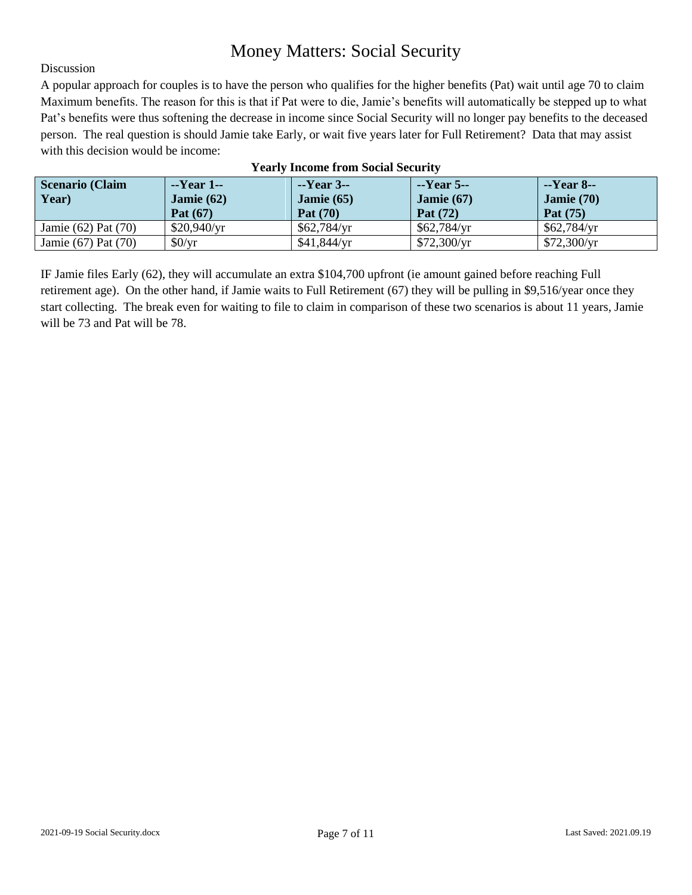# Money Matters: Social Security

Discussion

A popular approach for couples is to have the person who qualifies for the higher benefits (Pat) wait until age 70 to claim Maximum benefits. The reason for this is that if Pat were to die, Jamie's benefits will automatically be stepped up to what Pat's benefits were thus softening the decrease in income since Social Security will no longer pay benefits to the deceased person. The real question is should Jamie take Early, or wait five years later for Full Retirement? Data that may assist with this decision would be income:

**Yearly Income from Social Security**

| **Scenario (Claim Year)** | **--Year 1-- Jamie (62) Pat (67)** | **--Year 3-- Jamie (65) Pat (70)** | **--Year 5-- Jamie (67) Pat (72)** | **--Year 8-- Jamie (70) Pat (75)** |
|---|---|---|---|---|
| Jamie (62) Pat (70) | $20,940/yr | $62,784/yr | $62,784/yr | $62,784/yr |
| Jamie (67) Pat (70) | $0/yr | $41,844/yr | $72,300/yr | $72,300/yr |

IF Jamie files Early (62), they will accumulate an extra $104,700 upfront (ie amount gained before reaching Full retirement age). On the other hand, if Jamie waits to Full Retirement (67) they will be pulling in $9,516/year once they start collecting. The break even for waiting to file to claim in comparison of these two scenarios is about 11 years, Jamie will be 73 and Pat will be 78.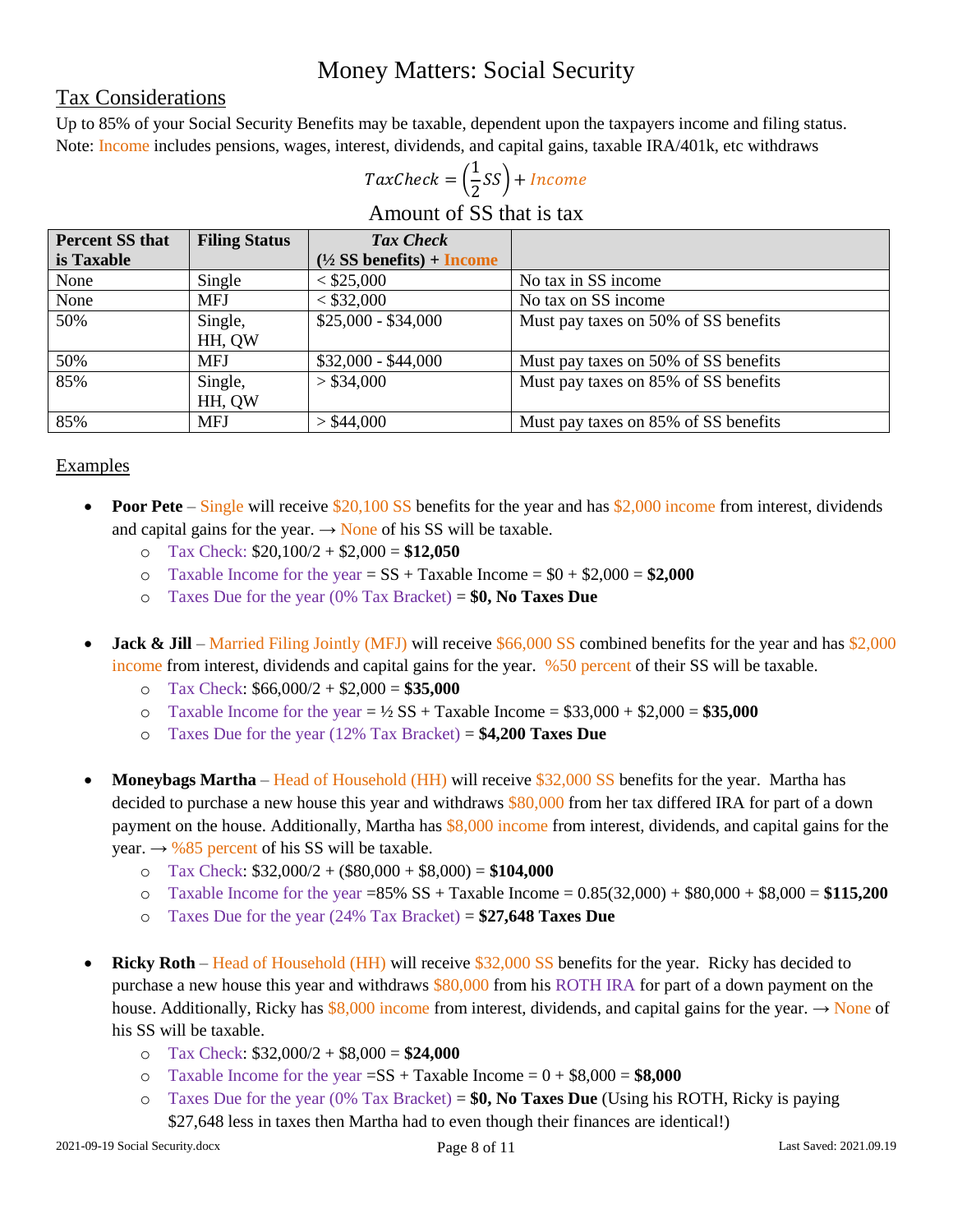# Money Matters: Social Security

## Tax Considerations

Up to 85% of your Social Security Benefits may be taxable, dependent upon the taxpayers income and filing status. Note: Income includes pensions, wages, interest, dividends, and capital gains, taxable IRA/401k, etc withdraws

$$TaxCheck = \left(\frac{1}{2}SS\right) + Income$$

Amount of SS that is tax

| Percent SS that is Taxable | Filing Status | *Tax Check* (½ SS benefits) + Income | |
|---|---|---|---|
| None | Single | < $25,000 | No tax in SS income |
| None | MFJ | < $32,000 | No tax on SS income |
| 50% | Single, HH, QW | $25,000 - $34,000 | Must pay taxes on 50% of SS benefits |
| 50% | MFJ | $32,000 - $44,000 | Must pay taxes on 50% of SS benefits |
| 85% | Single, HH, QW | > $34,000 | Must pay taxes on 85% of SS benefits |
| 85% | MFJ | > $44,000 | Must pay taxes on 85% of SS benefits |

### Examples

- **Poor Pete** – Single will receive $20,100 SS benefits for the year and has $2,000 income from interest, dividends and capital gains for the year. → None of his SS will be taxable.
  - Tax Check: $20,100/2 + $2,000 = **$12,050**
  - Taxable Income for the year = SS + Taxable Income = $0 + $2,000 = **$2,000**
  - Taxes Due for the year (0% Tax Bracket) = **$0, No Taxes Due**

- **Jack & Jill** – Married Filing Jointly (MFJ) will receive $66,000 SS combined benefits for the year and has $2,000 income from interest, dividends and capital gains for the year. %50 percent of their SS will be taxable.
  - Tax Check: $66,000/2 + $2,000 = **$35,000**
  - Taxable Income for the year = ½ SS + Taxable Income = $33,000 + $2,000 = **$35,000**
  - Taxes Due for the year (12% Tax Bracket) = **$4,200 Taxes Due**

- **Moneybags Martha** – Head of Household (HH) will receive $32,000 SS benefits for the year. Martha has decided to purchase a new house this year and withdraws $80,000 from her tax differed IRA for part of a down payment on the house. Additionally, Martha has $8,000 income from interest, dividends, and capital gains for the year. → %85 percent of his SS will be taxable.
  - Tax Check: $32,000/2 + ($80,000 + $8,000) = **$104,000**
  - Taxable Income for the year =85% SS + Taxable Income = 0.85(32,000) + $80,000 + $8,000 = **$115,200**
  - Taxes Due for the year (24% Tax Bracket) = **$27,648 Taxes Due**

- **Ricky Roth** – Head of Household (HH) will receive $32,000 SS benefits for the year. Ricky has decided to purchase a new house this year and withdraws $80,000 from his ROTH IRA for part of a down payment on the house. Additionally, Ricky has $8,000 income from interest, dividends, and capital gains for the year. → None of his SS will be taxable.
  - Tax Check: $32,000/2 + $8,000 = **$24,000**
  - Taxable Income for the year =SS + Taxable Income = 0 + $8,000 = **$8,000**
  - Taxes Due for the year (0% Tax Bracket) = **$0, No Taxes Due** (Using his ROTH, Ricky is paying $27,648 less in taxes then Martha had to even though their finances are identical!)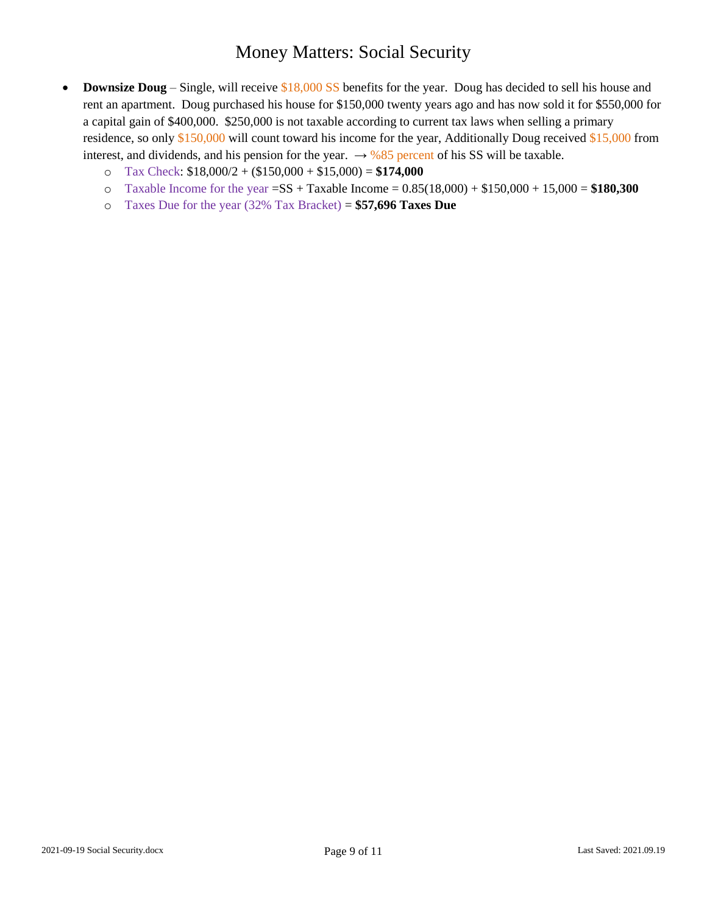# Money Matters: Social Security

- **Downsize Doug** – Single, will receive $18,000 SS benefits for the year. Doug has decided to sell his house and rent an apartment. Doug purchased his house for $150,000 twenty years ago and has now sold it for $550,000 for a capital gain of $400,000. $250,000 is not taxable according to current tax laws when selling a primary residence, so only $150,000 will count toward his income for the year, Additionally Doug received $15,000 from interest, and dividends, and his pension for the year. → %85 percent of his SS will be taxable.
  - Tax Check: $18,000/2 + ($150,000 + $15,000) = **$174,000**
  - Taxable Income for the year =SS + Taxable Income = 0.85(18,000) + $150,000 + 15,000 = **$180,300**
  - Taxes Due for the year (32% Tax Bracket) = **$57,696 Taxes Due**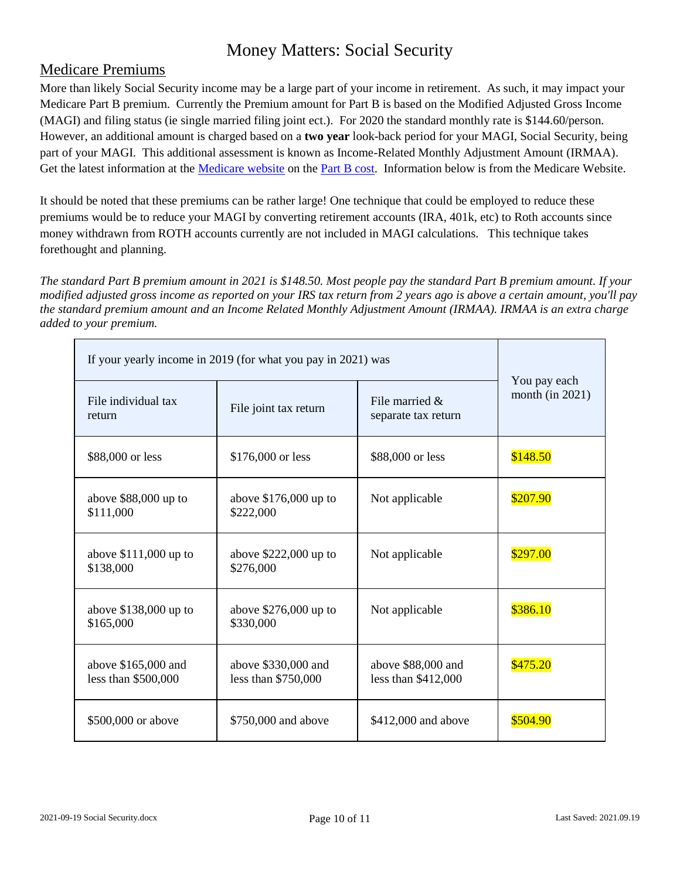# Money Matters: Social Security

## Medicare Premiums

More than likely Social Security income may be a large part of your income in retirement. As such, it may impact your Medicare Part B premium. Currently the Premium amount for Part B is based on the Modified Adjusted Gross Income (MAGI) and filing status (ie single married filing joint ect.). For 2020 the standard monthly rate is $144.60/person. However, an additional amount is charged based on a **two year** look-back period for your MAGI, Social Security, being part of your MAGI. This additional assessment is known as Income-Related Monthly Adjustment Amount (IRMAA). Get the latest information at the Medicare website on the Part B cost. Information below is from the Medicare Website.

It should be noted that these premiums can be rather large! One technique that could be employed to reduce these premiums would be to reduce your MAGI by converting retirement accounts (IRA, 401k, etc) to Roth accounts since money withdrawn from ROTH accounts currently are not included in MAGI calculations. This technique takes forethought and planning.

*The standard Part B premium amount in 2021 is $148.50. Most people pay the standard Part B premium amount. If your modified adjusted gross income as reported on your IRS tax return from 2 years ago is above a certain amount, you'll pay the standard premium amount and an Income Related Monthly Adjustment Amount (IRMAA). IRMAA is an extra charge added to your premium.*

| If your yearly income in 2019 (for what you pay in 2021) was | | | You pay each month (in 2021) |
|---|---|---|---|
| File individual tax return | File joint tax return | File married & separate tax return | |
| $88,000 or less | $176,000 or less | $88,000 or less | $148.50 |
| above $88,000 up to $111,000 | above $176,000 up to $222,000 | Not applicable | $207.90 |
| above $111,000 up to $138,000 | above $222,000 up to $276,000 | Not applicable | $297.00 |
| above $138,000 up to $165,000 | above $276,000 up to $330,000 | Not applicable | $386.10 |
| above $165,000 and less than $500,000 | above $330,000 and less than $750,000 | above $88,000 and less than $412,000 | $475.20 |
| $500,000 or above | $750,000 and above | $412,000 and above | $504.90 |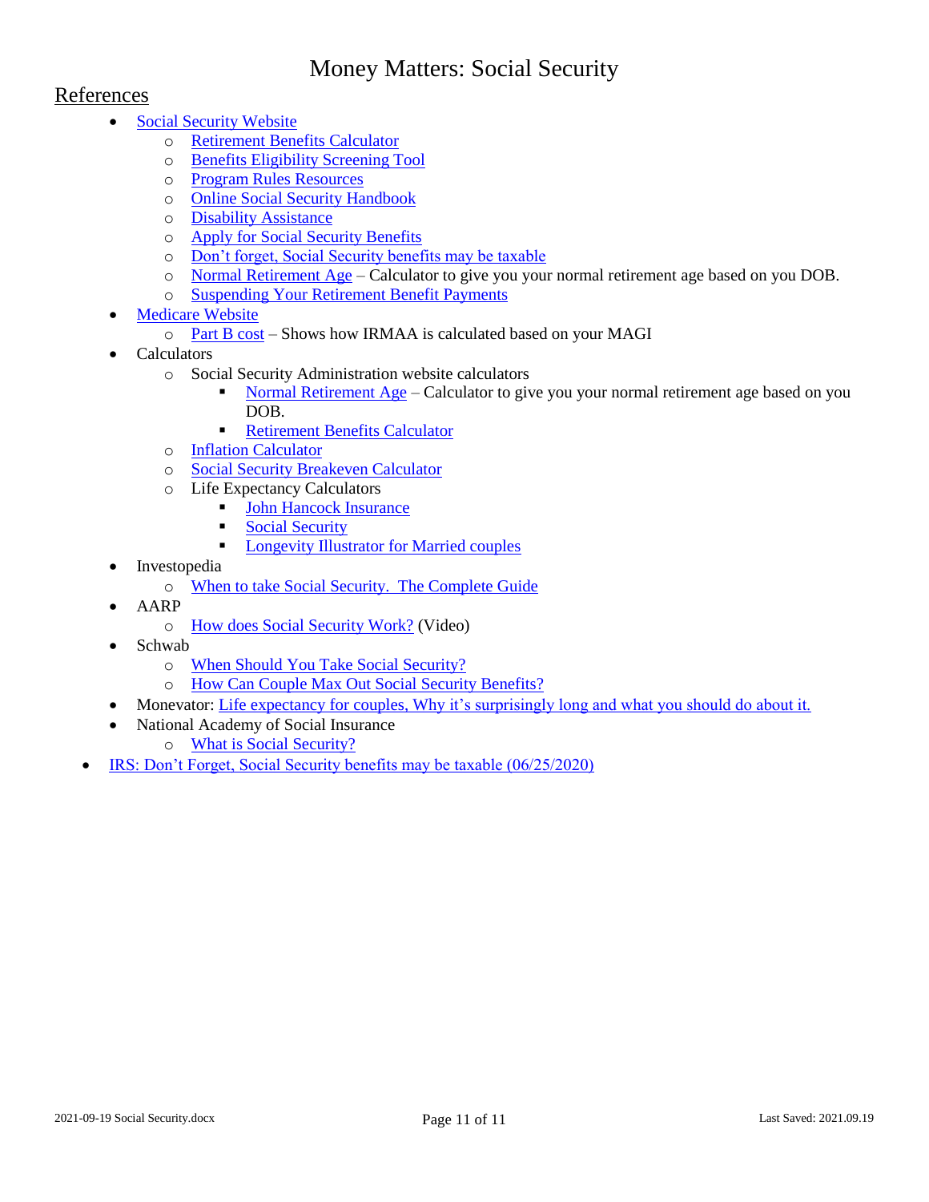# Money Matters: Social Security

## References

- Social Security Website
  - Retirement Benefits Calculator
  - Benefits Eligibility Screening Tool
  - Program Rules Resources
  - Online Social Security Handbook
  - Disability Assistance
  - Apply for Social Security Benefits
  - Don't forget, Social Security benefits may be taxable
  - Normal Retirement Age – Calculator to give you your normal retirement age based on you DOB.
  - Suspending Your Retirement Benefit Payments
- Medicare Website
  - Part B cost – Shows how IRMAA is calculated based on your MAGI
- Calculators
  - Social Security Administration website calculators
    - Normal Retirement Age – Calculator to give you your normal retirement age based on you DOB.
    - Retirement Benefits Calculator
  - Inflation Calculator
  - Social Security Breakeven Calculator
  - Life Expectancy Calculators
    - John Hancock Insurance
    - Social Security
    - Longevity Illustrator for Married couples
- Investopedia
  - When to take Social Security. The Complete Guide
- AARP
  - How does Social Security Work? (Video)
- Schwab
  - When Should You Take Social Security?
  - How Can Couple Max Out Social Security Benefits?
- Monevator: Life expectancy for couples, Why it's surprisingly long and what you should do about it.
- National Academy of Social Insurance
  - What is Social Security?
- IRS: Don't Forget, Social Security benefits may be taxable (06/25/2020)